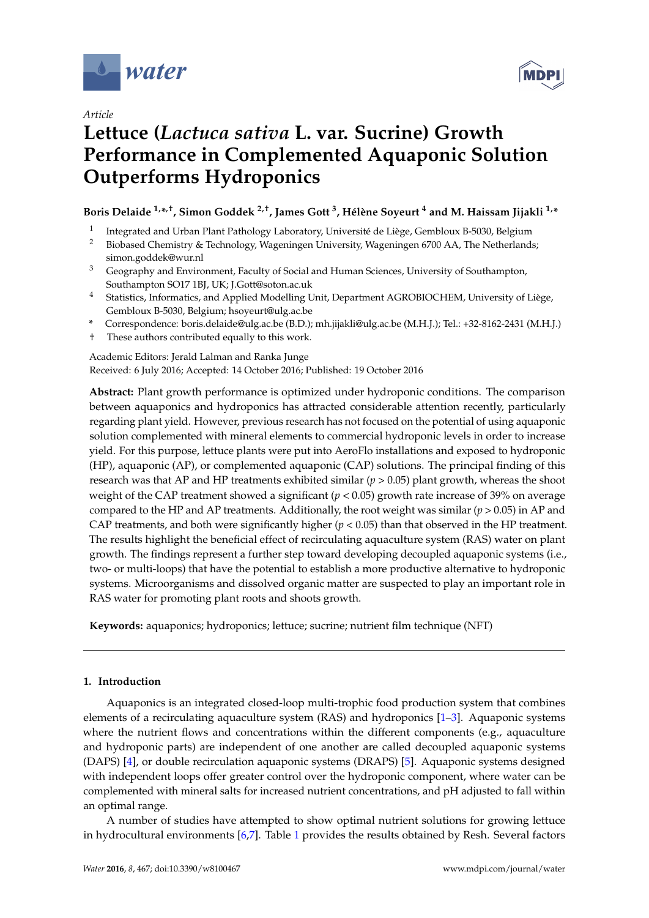*water*

Article

# Lettuce (*Lactuca sativa* L. var. Sucrine) Growth Performance in Complemented Aquaponic Solution Outperforms Hydroponics

**Boris Delaide [1,*,†], Simon Goddek [2,†], James Gott [3], Hélène Soyeurt [4] and M. Haissam Jijakli [1,*]**

[1] Integrated and Urban Plant Pathology Laboratory, Université de Liège, Gembloux B-5030, Belgium
[2] Biobased Chemistry & Technology, Wageningen University, Wageningen 6700 AA, The Netherlands; simon.goddek@wur.nl
[3] Geography and Environment, Faculty of Social and Human Sciences, University of Southampton, Southampton SO17 1BJ, UK; J.Gott@soton.ac.uk
[4] Statistics, Informatics, and Applied Modelling Unit, Department AGROBIOCHEM, University of Liège, Gembloux B-5030, Belgium; hsoyeurt@ulg.ac.be

\* Correspondence: boris.delaide@ulg.ac.be (B.D.); mh.jijakli@ulg.ac.be (M.H.J.); Tel.: +32-8162-2431 (M.H.J.)

† These authors contributed equally to this work.

Academic Editors: Jerald Lalman and Ranka Junge
Received: 6 July 2016; Accepted: 14 October 2016; Published: 19 October 2016

**Abstract:** Plant growth performance is optimized under hydroponic conditions. The comparison between aquaponics and hydroponics has attracted considerable attention recently, particularly regarding plant yield. However, previous research has not focused on the potential of using aquaponic solution complemented with mineral elements to commercial hydroponic levels in order to increase yield. For this purpose, lettuce plants were put into AeroFlo installations and exposed to hydroponic (HP), aquaponic (AP), or complemented aquaponic (CAP) solutions. The principal finding of this research was that AP and HP treatments exhibited similar ($p > 0.05$) plant growth, whereas the shoot weight of the CAP treatment showed a significant ($p < 0.05$) growth rate increase of 39% on average compared to the HP and AP treatments. Additionally, the root weight was similar ($p > 0.05$) in AP and CAP treatments, and both were significantly higher ($p < 0.05$) than that observed in the HP treatment. The results highlight the beneficial effect of recirculating aquaculture system (RAS) water on plant growth. The findings represent a further step toward developing decoupled aquaponic systems (i.e., two- or multi-loops) that have the potential to establish a more productive alternative to hydroponic systems. Microorganisms and dissolved organic matter are suspected to play an important role in RAS water for promoting plant roots and shoots growth.

**Keywords:** aquaponics; hydroponics; lettuce; sucrine; nutrient film technique (NFT)

## 1. Introduction

Aquaponics is an integrated closed-loop multi-trophic food production system that combines elements of a recirculating aquaculture system (RAS) and hydroponics [1–3]. Aquaponic systems where the nutrient flows and concentrations within the different components (e.g., aquaculture and hydroponic parts) are independent of one another are called decoupled aquaponic systems (DAPS) [4], or double recirculation aquaponic systems (DRAPS) [5]. Aquaponic systems designed with independent loops offer greater control over the hydroponic component, where water can be complemented with mineral salts for increased nutrient concentrations, and pH adjusted to fall within an optimal range.

A number of studies have attempted to show optimal nutrient solutions for growing lettuce in hydrocultural environments [6,7]. Table 1 provides the results obtained by Resh. Several factors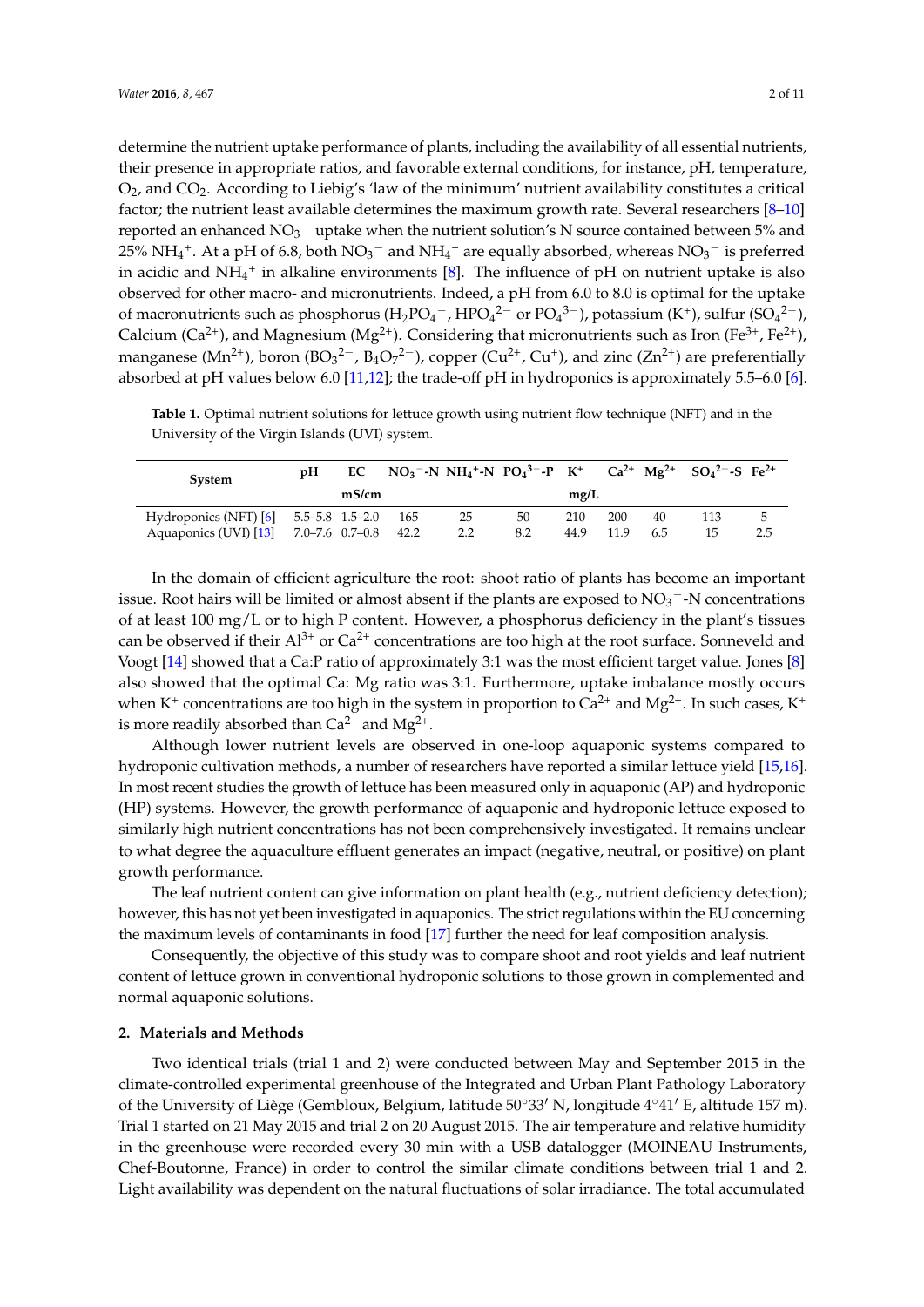determine the nutrient uptake performance of plants, including the availability of all essential nutrients, their presence in appropriate ratios, and favorable external conditions, for instance, pH, temperature, $O_2$, and $CO_2$. According to Liebig's 'law of the minimum' nutrient availability constitutes a critical factor; the nutrient least available determines the maximum growth rate. Several researchers [8–10] reported an enhanced $NO_3^-$ uptake when the nutrient solution's N source contained between 5% and 25% $NH_4^+$. At a pH of 6.8, both $NO_3^-$ and $NH_4^+$ are equally absorbed, whereas $NO_3^-$ is preferred in acidic and $NH_4^+$ in alkaline environments [8]. The influence of pH on nutrient uptake is also observed for other macro- and micronutrients. Indeed, a pH from 6.0 to 8.0 is optimal for the uptake of macronutrients such as phosphorus ($H_2PO_4^-$, $HPO_4^{2-}$ or $PO_4^{3-}$), potassium ($K^+$), sulfur ($SO_4^{2-}$), Calcium ($Ca^{2+}$), and Magnesium ($Mg^{2+}$). Considering that micronutrients such as Iron ($Fe^{3+}$, $Fe^{2+}$), manganese ($Mn^{2+}$), boron ($BO_3^{2-}$, $B_4O_7^{2-}$), copper ($Cu^{2+}$, $Cu^+$), and zinc ($Zn^{2+}$) are preferentially absorbed at pH values below 6.0 [11,12]; the trade-off pH in hydroponics is approximately 5.5–6.0 [6].

**Table 1.** Optimal nutrient solutions for lettuce growth using nutrient flow technique (NFT) and in the University of the Virgin Islands (UVI) system.

| System | pH | EC | $NO_3^-$-N | $NH_4^+$-N | $PO_4^{3-}$-P | $K^+$ | $Ca^{2+}$ | $Mg^{2+}$ | $SO_4^{2-}$-S | $Fe^{2+}$ |
|---|---|---|---|---|---|---|---|---|---|---|
| | | mS/cm | mg/L | | | | | | | |
| Hydroponics (NFT) [6] | 5.5–5.8 | 1.5–2.0 | 165 | 25 | 50 | 210 | 200 | 40 | 113 | 5 |
| Aquaponics (UVI) [13] | 7.0–7.6 | 0.7–0.8 | 42.2 | 2.2 | 8.2 | 44.9 | 11.9 | 6.5 | 15 | 2.5 |

In the domain of efficient agriculture the root: shoot ratio of plants has become an important issue. Root hairs will be limited or almost absent if the plants are exposed to $NO_3^-$-N concentrations of at least 100 mg/L or to high P content. However, a phosphorus deficiency in the plant's tissues can be observed if their $Al^{3+}$ or $Ca^{2+}$ concentrations are too high at the root surface. Sonneveld and Voogt [14] showed that a Ca:P ratio of approximately 3:1 was the most efficient target value. Jones [8] also showed that the optimal Ca: Mg ratio was 3:1. Furthermore, uptake imbalance mostly occurs when $K^+$ concentrations are too high in the system in proportion to $Ca^{2+}$ and $Mg^{2+}$. In such cases, $K^+$ is more readily absorbed than $Ca^{2+}$ and $Mg^{2+}$.

Although lower nutrient levels are observed in one-loop aquaponic systems compared to hydroponic cultivation methods, a number of researchers have reported a similar lettuce yield [15,16]. In most recent studies the growth of lettuce has been measured only in aquaponic (AP) and hydroponic (HP) systems. However, the growth performance of aquaponic and hydroponic lettuce exposed to similarly high nutrient concentrations has not been comprehensively investigated. It remains unclear to what degree the aquaculture effluent generates an impact (negative, neutral, or positive) on plant growth performance.

The leaf nutrient content can give information on plant health (e.g., nutrient deficiency detection); however, this has not yet been investigated in aquaponics. The strict regulations within the EU concerning the maximum levels of contaminants in food [17] further the need for leaf composition analysis.

Consequently, the objective of this study was to compare shoot and root yields and leaf nutrient content of lettuce grown in conventional hydroponic solutions to those grown in complemented and normal aquaponic solutions.

## 2. Materials and Methods

Two identical trials (trial 1 and 2) were conducted between May and September 2015 in the climate-controlled experimental greenhouse of the Integrated and Urban Plant Pathology Laboratory of the University of Liège (Gembloux, Belgium, latitude 50°33′ N, longitude 4°41′ E, altitude 157 m). Trial 1 started on 21 May 2015 and trial 2 on 20 August 2015. The air temperature and relative humidity in the greenhouse were recorded every 30 min with a USB datalogger (MOINEAU Instruments, Chef-Boutonne, France) in order to control the similar climate conditions between trial 1 and 2. Light availability was dependent on the natural fluctuations of solar irradiance. The total accumulated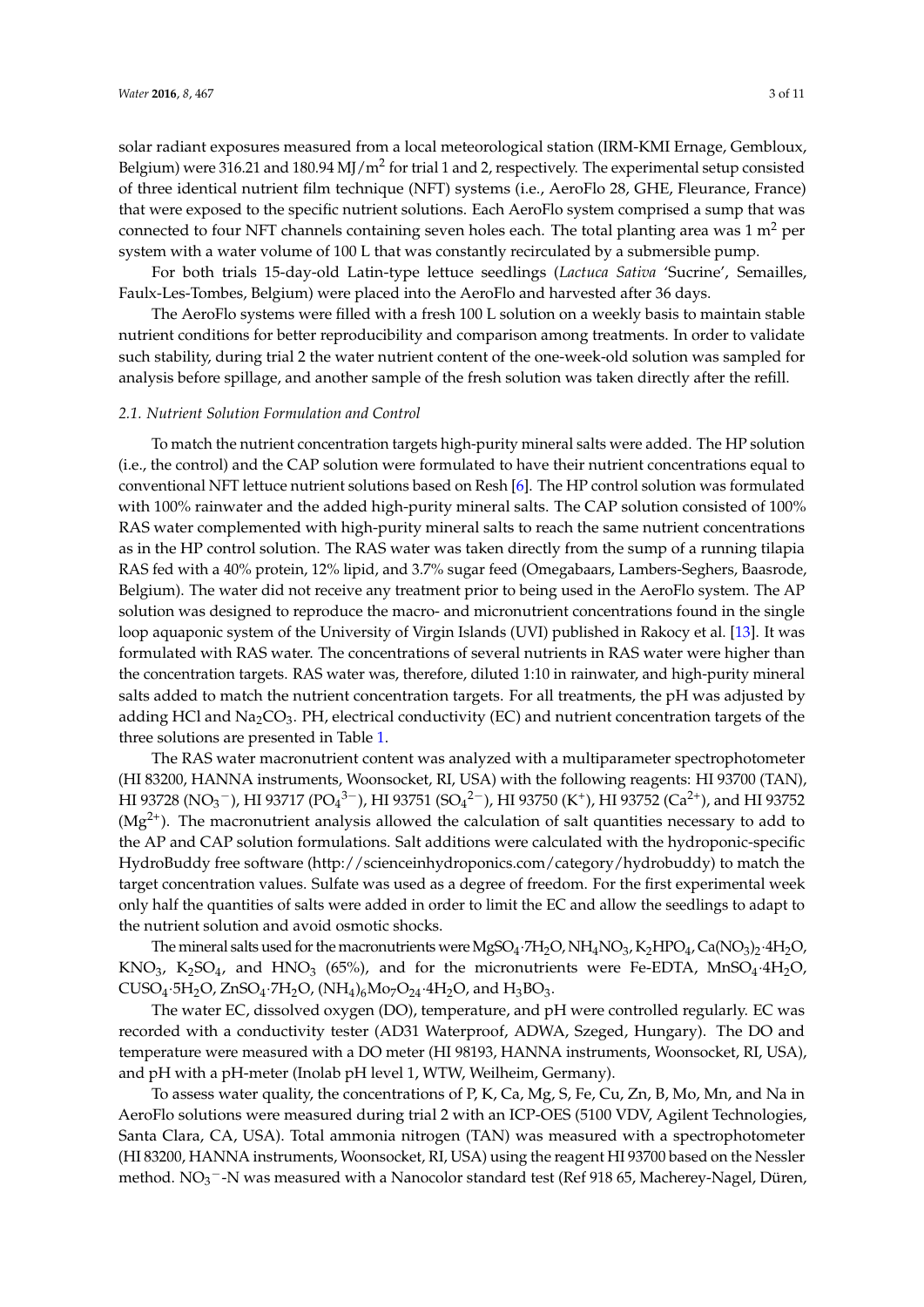solar radiant exposures measured from a local meteorological station (IRM-KMI Ernage, Gembloux, Belgium) were 316.21 and 180.94 MJ/$m^2$ for trial 1 and 2, respectively. The experimental setup consisted of three identical nutrient film technique (NFT) systems (i.e., AeroFlo 28, GHE, Fleurance, France) that were exposed to the specific nutrient solutions. Each AeroFlo system comprised a sump that was connected to four NFT channels containing seven holes each. The total planting area was 1 $m^2$ per system with a water volume of 100 L that was constantly recirculated by a submersible pump.

For both trials 15-day-old Latin-type lettuce seedlings (*Lactuca Sativa* 'Sucrine', Semailles, Faulx-Les-Tombes, Belgium) were placed into the AeroFlo and harvested after 36 days.

The AeroFlo systems were filled with a fresh 100 L solution on a weekly basis to maintain stable nutrient conditions for better reproducibility and comparison among treatments. In order to validate such stability, during trial 2 the water nutrient content of the one-week-old solution was sampled for analysis before spillage, and another sample of the fresh solution was taken directly after the refill.

### 2.1. Nutrient Solution Formulation and Control

To match the nutrient concentration targets high-purity mineral salts were added. The HP solution (i.e., the control) and the CAP solution were formulated to have their nutrient concentrations equal to conventional NFT lettuce nutrient solutions based on Resh [6]. The HP control solution was formulated with 100% rainwater and the added high-purity mineral salts. The CAP solution consisted of 100% RAS water complemented with high-purity mineral salts to reach the same nutrient concentrations as in the HP control solution. The RAS water was taken directly from the sump of a running tilapia RAS fed with a 40% protein, 12% lipid, and 3.7% sugar feed (Omegabaars, Lambers-Seghers, Baasrode, Belgium). The water did not receive any treatment prior to being used in the AeroFlo system. The AP solution was designed to reproduce the macro- and micronutrient concentrations found in the single loop aquaponic system of the University of Virgin Islands (UVI) published in Rakocy et al. [13]. It was formulated with RAS water. The concentrations of several nutrients in RAS water were higher than the concentration targets. RAS water was, therefore, diluted 1:10 in rainwater, and high-purity mineral salts added to match the nutrient concentration targets. For all treatments, the pH was adjusted by adding HCl and $Na_2CO_3$. PH, electrical conductivity (EC) and nutrient concentration targets of the three solutions are presented in Table 1.

The RAS water macronutrient content was analyzed with a multiparameter spectrophotometer (HI 83200, HANNA instruments, Woonsocket, RI, USA) with the following reagents: HI 93700 (TAN), HI 93728 ($NO_3^-$), HI 93717 ($PO_4^{3-}$), HI 93751 ($SO_4^{2-}$), HI 93750 ($K^+$), HI 93752 ($Ca^{2+}$), and HI 93752 ($Mg^{2+}$). The macronutrient analysis allowed the calculation of salt quantities necessary to add to the AP and CAP solution formulations. Salt additions were calculated with the hydroponic-specific HydroBuddy free software (http://scienceinhydroponics.com/category/hydrobuddy) to match the target concentration values. Sulfate was used as a degree of freedom. For the first experimental week only half the quantities of salts were added in order to limit the EC and allow the seedlings to adapt to the nutrient solution and avoid osmotic shocks.

The mineral salts used for the macronutrients were $MgSO_4 \cdot 7H_2O$, $NH_4NO_3$, $K_2HPO_4$, $Ca(NO_3)_2 \cdot 4H_2O$, $KNO_3$, $K_2SO_4$, and $HNO_3$ (65%), and for the micronutrients were Fe-EDTA, $MnSO_4 \cdot 4H_2O$, $CuSO_4 \cdot 5H_2O$, $ZnSO_4 \cdot 7H_2O$, $(NH_4)_6Mo_7O_{24} \cdot 4H_2O$, and $H_3BO_3$.

The water EC, dissolved oxygen (DO), temperature, and pH were controlled regularly. EC was recorded with a conductivity tester (AD31 Waterproof, ADWA, Szeged, Hungary). The DO and temperature were measured with a DO meter (HI 98193, HANNA instruments, Woonsocket, RI, USA), and pH with a pH-meter (Inolab pH level 1, WTW, Weilheim, Germany).

To assess water quality, the concentrations of P, K, Ca, Mg, S, Fe, Cu, Zn, B, Mo, Mn, and Na in AeroFlo solutions were measured during trial 2 with an ICP-OES (5100 VDV, Agilent Technologies, Santa Clara, CA, USA). Total ammonia nitrogen (TAN) was measured with a spectrophotometer (HI 83200, HANNA instruments, Woonsocket, RI, USA) using the reagent HI 93700 based on the Nessler method. $NO_3^-$-N was measured with a Nanocolor standard test (Ref 918 65, Macherey-Nagel, Düren,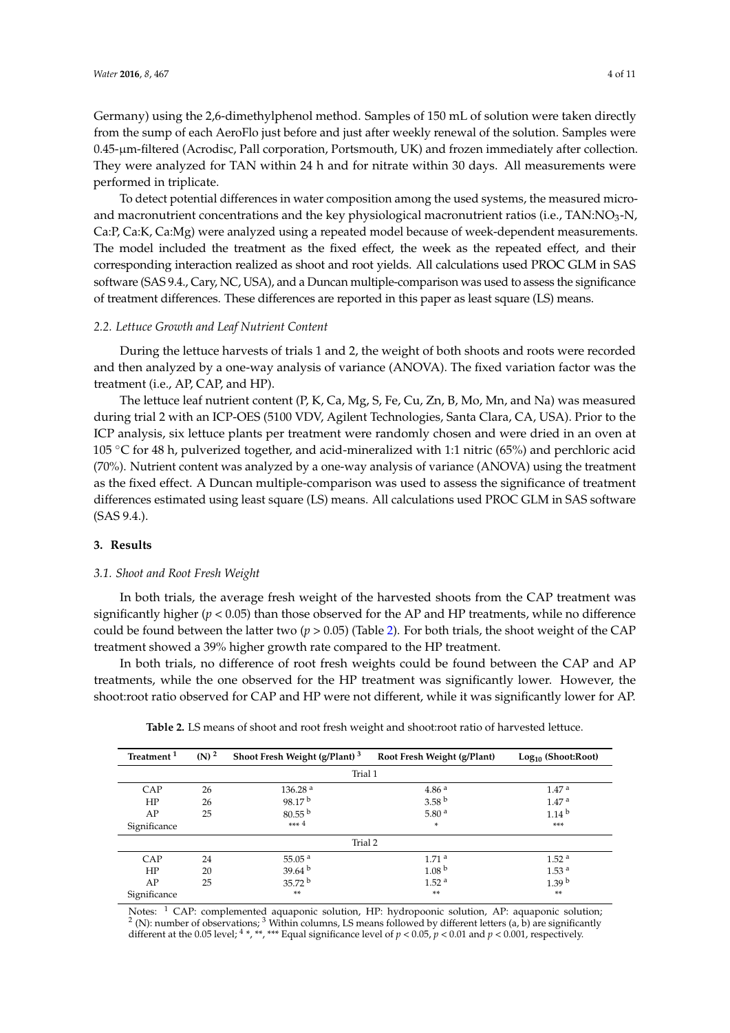Germany) using the 2,6-dimethylphenol method. Samples of 150 mL of solution were taken directly from the sump of each AeroFlo just before and just after weekly renewal of the solution. Samples were 0.45-µm-filtered (Acrodisc, Pall corporation, Portsmouth, UK) and frozen immediately after collection. They were analyzed for TAN within 24 h and for nitrate within 30 days. All measurements were performed in triplicate.

To detect potential differences in water composition among the used systems, the measured micro- and macronutrient concentrations and the key physiological macronutrient ratios (i.e., TAN:$NO_3$-N, Ca:P, Ca:K, Ca:Mg) were analyzed using a repeated model because of week-dependent measurements. The model included the treatment as the fixed effect, the week as the repeated effect, and their corresponding interaction realized as shoot and root yields. All calculations used PROC GLM in SAS software (SAS 9.4., Cary, NC, USA), and a Duncan multiple-comparison was used to assess the significance of treatment differences. These differences are reported in this paper as least square (LS) means.

### *2.2. Lettuce Growth and Leaf Nutrient Content*

During the lettuce harvests of trials 1 and 2, the weight of both shoots and roots were recorded and then analyzed by a one-way analysis of variance (ANOVA). The fixed variation factor was the treatment (i.e., AP, CAP, and HP).

The lettuce leaf nutrient content (P, K, Ca, Mg, S, Fe, Cu, Zn, B, Mo, Mn, and Na) was measured during trial 2 with an ICP-OES (5100 VDV, Agilent Technologies, Santa Clara, CA, USA). Prior to the ICP analysis, six lettuce plants per treatment were randomly chosen and were dried in an oven at 105 °C for 48 h, pulverized together, and acid-mineralized with 1:1 nitric (65%) and perchloric acid (70%). Nutrient content was analyzed by a one-way analysis of variance (ANOVA) using the treatment as the fixed effect. A Duncan multiple-comparison was used to assess the significance of treatment differences estimated using least square (LS) means. All calculations used PROC GLM in SAS software (SAS 9.4.).

## **3. Results**

### *3.1. Shoot and Root Fresh Weight*

In both trials, the average fresh weight of the harvested shoots from the CAP treatment was significantly higher ($p < 0.05$) than those observed for the AP and HP treatments, while no difference could be found between the latter two ($p > 0.05$) (Table 2). For both trials, the shoot weight of the CAP treatment showed a 39% higher growth rate compared to the HP treatment.

In both trials, no difference of root fresh weights could be found between the CAP and AP treatments, while the one observed for the HP treatment was significantly lower. However, the shoot:root ratio observed for CAP and HP were not different, while it was significantly lower for AP.

**Table 2.** LS means of shoot and root fresh weight and shoot:root ratio of harvested lettuce.

| Treatment [1] | (N) [2] | Shoot Fresh Weight (g/Plant) [3] | Root Fresh Weight (g/Plant) | $Log_{10}$ (Shoot:Root) |
|---|---|---|---|---|
| | | Trial 1 | | |
| CAP | 26 | 136.28 [a] | 4.86 [a] | 1.47 [a] |
| HP | 26 | 98.17 [b] | 3.58 [b] | 1.47 [a] |
| AP | 25 | 80.55 [b] | 5.80 [a] | 1.14 [b] |
| Significance | | *** [4] | * | *** |
| | | Trial 2 | | |
| CAP | 24 | 55.05 [a] | 1.71 [a] | 1.52 [a] |
| HP | 20 | 39.64 [b] | 1.08 [b] | 1.53 [a] |
| AP | 25 | 35.72 [b] | 1.52 [a] | 1.39 [b] |
| Significance | | ** | ** | ** |

Notes: [1] CAP: complemented aquaponic solution, HP: hydropoonic solution, AP: aquaponic solution; [2] (N): number of observations; [3] Within columns, LS means followed by different letters (a, b) are significantly different at the 0.05 level; [4] *, **, *** Equal significance level of $p < 0.05$, $p < 0.01$ and $p < 0.001$, respectively.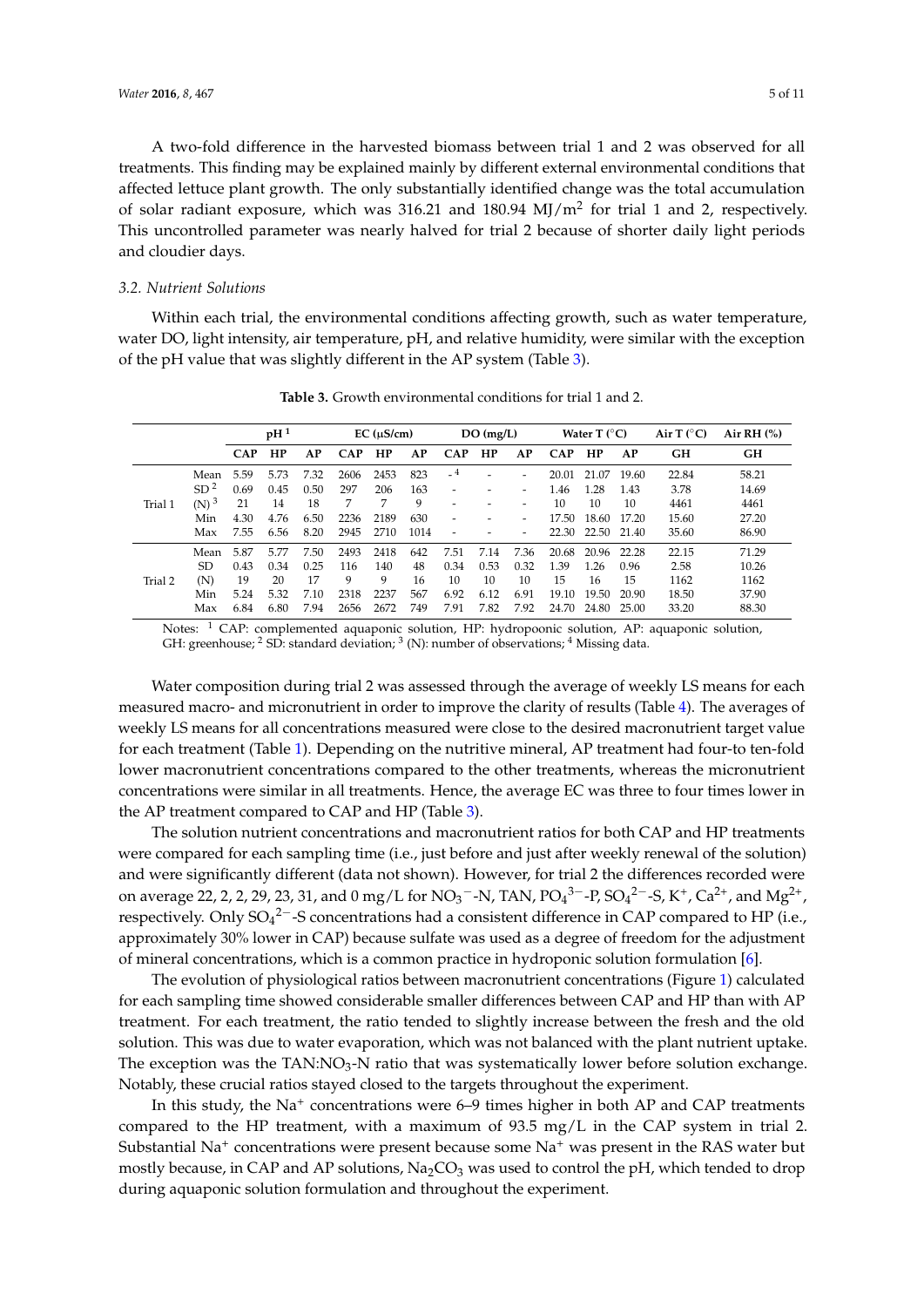A two-fold difference in the harvested biomass between trial 1 and 2 was observed for all treatments. This finding may be explained mainly by different external environmental conditions that affected lettuce plant growth. The only substantially identified change was the total accumulation of solar radiant exposure, which was 316.21 and 180.94 $MJ/m^2$ for trial 1 and 2, respectively. This uncontrolled parameter was nearly halved for trial 2 because of shorter daily light periods and cloudier days.

### 3.2. Nutrient Solutions

Within each trial, the environmental conditions affecting growth, such as water temperature, water DO, light intensity, air temperature, pH, and relative humidity, were similar with the exception of the pH value that was slightly different in the AP system (Table 3).

**Table 3.** Growth environmental conditions for trial 1 and 2.

| | | pH [1] | | | EC (µS/cm) | | | DO (mg/L) | | | Water T (°C) | | | Air T (°C) | Air RH (%) |
|---|---|---|---|---|---|---|---|---|---|---|---|---|---|---|---|
| | | CAP | HP | AP | CAP | HP | AP | CAP | HP | AP | CAP | HP | AP | GH | GH |
| Trial 1 | Mean | 5.59 | 5.73 | 7.32 | 2606 | 2453 | 823 | - [4] | - | - | 20.01 | 21.07 | 19.60 | 22.84 | 58.21 |
| | SD [2] | 0.69 | 0.45 | 0.50 | 297 | 206 | 163 | - | - | - | 1.46 | 1.28 | 1.43 | 3.78 | 14.69 |
| | (N) [3] | 21 | 14 | 18 | 7 | 7 | 9 | - | - | - | 10 | 10 | 10 | 4461 | 4461 |
| | Min | 4.30 | 4.76 | 6.50 | 2236 | 2189 | 630 | - | - | - | 17.50 | 18.60 | 17.20 | 15.60 | 27.20 |
| | Max | 7.55 | 6.56 | 8.20 | 2945 | 2710 | 1014 | - | - | - | 22.30 | 22.50 | 21.40 | 35.60 | 86.90 |
| Trial 2 | Mean | 5.87 | 5.77 | 7.50 | 2493 | 2418 | 642 | 7.51 | 7.14 | 7.36 | 20.68 | 20.96 | 22.28 | 22.15 | 71.29 |
| | SD | 0.43 | 0.34 | 0.25 | 116 | 140 | 48 | 0.34 | 0.53 | 0.32 | 1.39 | 1.26 | 0.96 | 2.58 | 10.26 |
| | (N) | 19 | 20 | 17 | 9 | 9 | 16 | 10 | 10 | 10 | 15 | 16 | 15 | 1162 | 1162 |
| | Min | 5.24 | 5.32 | 7.10 | 2318 | 2237 | 567 | 6.92 | 6.12 | 6.91 | 19.10 | 19.50 | 20.90 | 18.50 | 37.90 |
| | Max | 6.84 | 6.80 | 7.94 | 2656 | 2672 | 749 | 7.91 | 7.82 | 7.92 | 24.70 | 24.80 | 25.00 | 33.20 | 88.30 |

Notes: [1] CAP: complemented aquaponic solution, HP: hydropoonic solution, AP: aquaponic solution, GH: greenhouse; [2] SD: standard deviation; [3] (N): number of observations; [4] Missing data.

Water composition during trial 2 was assessed through the average of weekly LS means for each measured macro- and micronutrient in order to improve the clarity of results (Table 4). The averages of weekly LS means for all concentrations measured were close to the desired macronutrient target value for each treatment (Table 1). Depending on the nutritive mineral, AP treatment had four-to ten-fold lower macronutrient concentrations compared to the other treatments, whereas the micronutrient concentrations were similar in all treatments. Hence, the average EC was three to four times lower in the AP treatment compared to CAP and HP (Table 3).

The solution nutrient concentrations and macronutrient ratios for both CAP and HP treatments were compared for each sampling time (i.e., just before and just after weekly renewal of the solution) and were significantly different (data not shown). However, for trial 2 the differences recorded were on average 22, 2, 2, 29, 23, 31, and 0 mg/L for $NO_3^-$-N, TAN, $PO_4^{3-}$-P, $SO_4^{2-}$-S, $K^+$, $Ca^{2+}$, and $Mg^{2+}$, respectively. Only $SO_4^{2-}$-S concentrations had a consistent difference in CAP compared to HP (i.e., approximately 30% lower in CAP) because sulfate was used as a degree of freedom for the adjustment of mineral concentrations, which is a common practice in hydroponic solution formulation [6].

The evolution of physiological ratios between macronutrient concentrations (Figure 1) calculated for each sampling time showed considerable smaller differences between CAP and HP than with AP treatment. For each treatment, the ratio tended to slightly increase between the fresh and the old solution. This was due to water evaporation, which was not balanced with the plant nutrient uptake. The exception was the TAN:$NO_3$-N ratio that was systematically lower before solution exchange. Notably, these crucial ratios stayed closed to the targets throughout the experiment.

In this study, the $Na^+$ concentrations were 6–9 times higher in both AP and CAP treatments compared to the HP treatment, with a maximum of 93.5 mg/L in the CAP system in trial 2. Substantial $Na^+$ concentrations were present because some $Na^+$ was present in the RAS water but mostly because, in CAP and AP solutions, $Na_2CO_3$ was used to control the pH, which tended to drop during aquaponic solution formulation and throughout the experiment.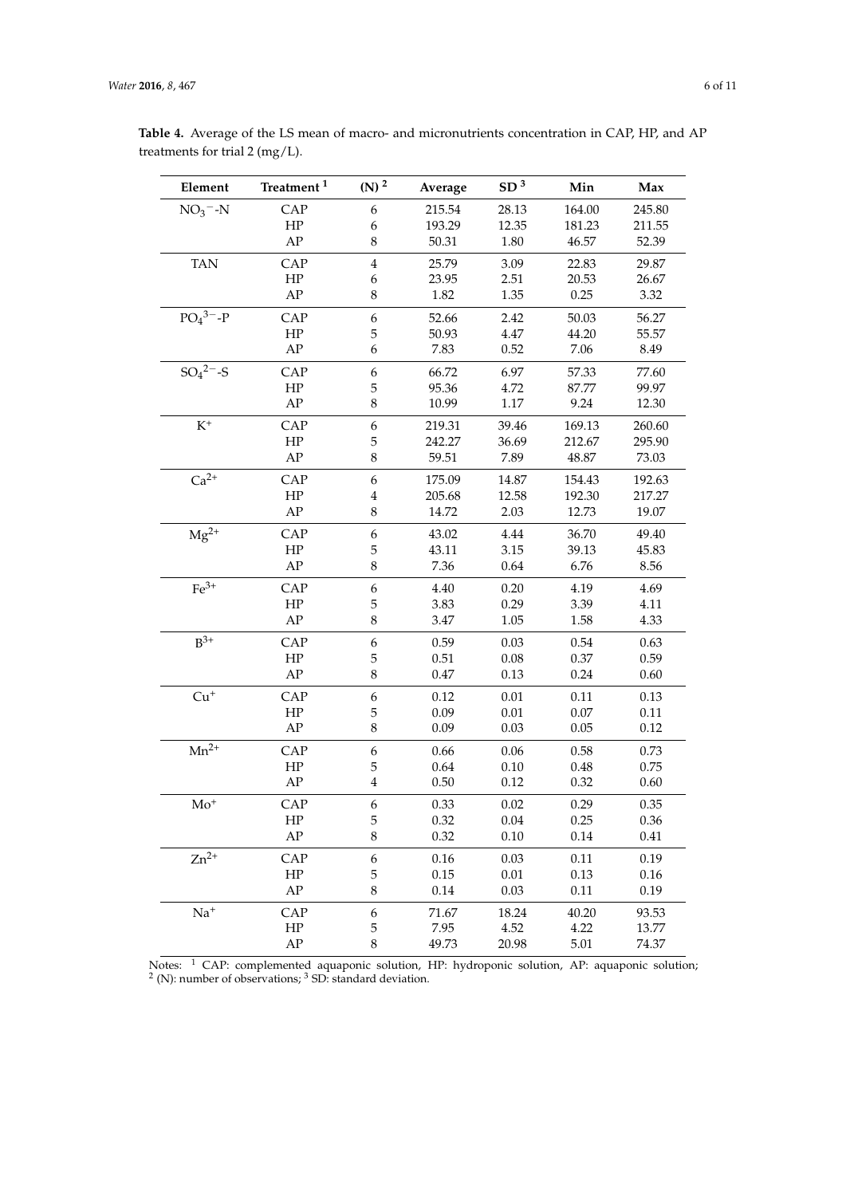**Table 4.** Average of the LS mean of macro- and micronutrients concentration in CAP, HP, and AP treatments for trial 2 (mg/L).

| Element | Treatment [1] | (N) [2] | Average | SD [3] | Min | Max |
|---|---|---|---|---|---|---|
| $NO_3^-$-N | CAP | 6 | 215.54 | 28.13 | 164.00 | 245.80 |
| | HP | 6 | 193.29 | 12.35 | 181.23 | 211.55 |
| | AP | 8 | 50.31 | 1.80 | 46.57 | 52.39 |
| TAN | CAP | 4 | 25.79 | 3.09 | 22.83 | 29.87 |
| | HP | 6 | 23.95 | 2.51 | 20.53 | 26.67 |
| | AP | 8 | 1.82 | 1.35 | 0.25 | 3.32 |
| $PO_4^{3-}$-P | CAP | 6 | 52.66 | 2.42 | 50.03 | 56.27 |
| | HP | 5 | 50.93 | 4.47 | 44.20 | 55.57 |
| | AP | 6 | 7.83 | 0.52 | 7.06 | 8.49 |
| $SO_4^{2-}$-S | CAP | 6 | 66.72 | 6.97 | 57.33 | 77.60 |
| | HP | 5 | 95.36 | 4.72 | 87.77 | 99.97 |
| | AP | 8 | 10.99 | 1.17 | 9.24 | 12.30 |
| $K^+$ | CAP | 6 | 219.31 | 39.46 | 169.13 | 260.60 |
| | HP | 5 | 242.27 | 36.69 | 212.67 | 295.90 |
| | AP | 8 | 59.51 | 7.89 | 48.87 | 73.03 |
| $Ca^{2+}$ | CAP | 6 | 175.09 | 14.87 | 154.43 | 192.63 |
| | HP | 4 | 205.68 | 12.58 | 192.30 | 217.27 |
| | AP | 8 | 14.72 | 2.03 | 12.73 | 19.07 |
| $Mg^{2+}$ | CAP | 6 | 43.02 | 4.44 | 36.70 | 49.40 |
| | HP | 5 | 43.11 | 3.15 | 39.13 | 45.83 |
| | AP | 8 | 7.36 | 0.64 | 6.76 | 8.56 |
| $Fe^{3+}$ | CAP | 6 | 4.40 | 0.20 | 4.19 | 4.69 |
| | HP | 5 | 3.83 | 0.29 | 3.39 | 4.11 |
| | AP | 8 | 3.47 | 1.05 | 1.58 | 4.33 |
| $B^{3+}$ | CAP | 6 | 0.59 | 0.03 | 0.54 | 0.63 |
| | HP | 5 | 0.51 | 0.08 | 0.37 | 0.59 |
| | AP | 8 | 0.47 | 0.13 | 0.24 | 0.60 |
| $Cu^+$ | CAP | 6 | 0.12 | 0.01 | 0.11 | 0.13 |
| | HP | 5 | 0.09 | 0.01 | 0.07 | 0.11 |
| | AP | 8 | 0.09 | 0.03 | 0.05 | 0.12 |
| $Mn^{2+}$ | CAP | 6 | 0.66 | 0.06 | 0.58 | 0.73 |
| | HP | 5 | 0.64 | 0.10 | 0.48 | 0.75 |
| | AP | 4 | 0.50 | 0.12 | 0.32 | 0.60 |
| $Mo^+$ | CAP | 6 | 0.33 | 0.02 | 0.29 | 0.35 |
| | HP | 5 | 0.32 | 0.04 | 0.25 | 0.36 |
| | AP | 8 | 0.32 | 0.10 | 0.14 | 0.41 |
| $Zn^{2+}$ | CAP | 6 | 0.16 | 0.03 | 0.11 | 0.19 |
| | HP | 5 | 0.15 | 0.01 | 0.13 | 0.16 |
| | AP | 8 | 0.14 | 0.03 | 0.11 | 0.19 |
| $Na^+$ | CAP | 6 | 71.67 | 18.24 | 40.20 | 93.53 |
| | HP | 5 | 7.95 | 4.52 | 4.22 | 13.77 |
| | AP | 8 | 49.73 | 20.98 | 5.01 | 74.37 |

Notes: [1] CAP: complemented aquaponic solution, HP: hydroponic solution, AP: aquaponic solution; [2] (N): number of observations; [3] SD: standard deviation.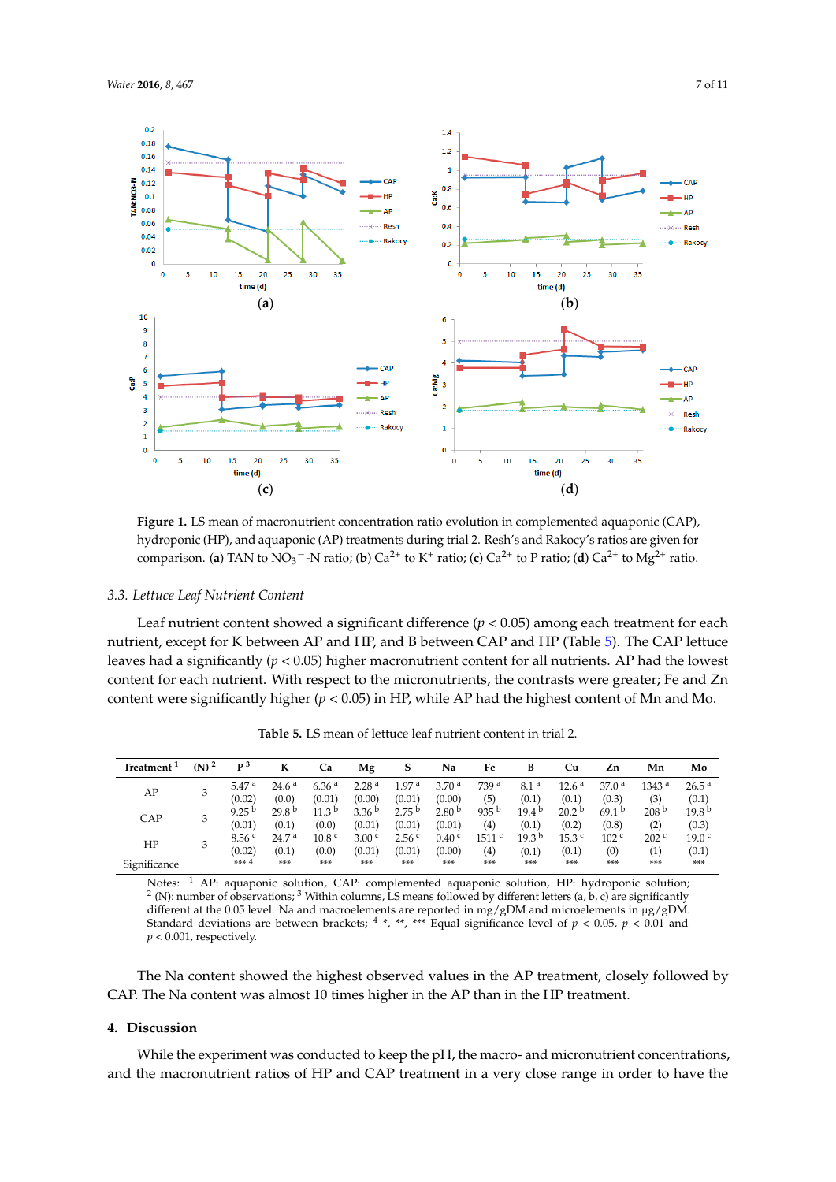**Figure 1.** LS mean of macronutrient concentration ratio evolution in complemented aquaponic (CAP), hydroponic (HP), and aquaponic (AP) treatments during trial 2. Resh's and Rakocy's ratios are given for comparison. (**a**) TAN to $NO_3^-$-N ratio; (**b**) $Ca^{2+}$ to $K^+$ ratio; (**c**) $Ca^{2+}$ to P ratio; (**d**) $Ca^{2+}$ to $Mg^{2+}$ ratio.

### 3.3. Lettuce Leaf Nutrient Content

Leaf nutrient content showed a significant difference ($p < 0.05$) among each treatment for each nutrient, except for K between AP and HP, and B between CAP and HP (Table 5). The CAP lettuce leaves had a significantly ($p < 0.05$) higher macronutrient content for all nutrients. AP had the lowest content for each nutrient. With respect to the micronutrients, the contrasts were greater; Fe and Zn content were significantly higher ($p < 0.05$) in HP, while AP had the highest content of Mn and Mo.

**Table 5.** LS mean of lettuce leaf nutrient content in trial 2.

| Treatment [1] | (N) [2] | P [3] | K | Ca | Mg | S | Na | Fe | B | Cu | Zn | Mn | Mo |
|---|---|---|---|---|---|---|---|---|---|---|---|---|---|
| AP | 3 | 5.47 [a] (0.02) | 24.6 [a] (0.0) | 6.36 [a] (0.01) | 2.28 [a] (0.00) | 1.97 [a] (0.01) | 3.70 [a] (0.00) | 739 [a] (5) | 8.1 [a] (0.1) | 12.6 [a] (0.1) | 37.0 [a] (0.3) | 1343 [a] (3) | 26.5 [a] (0.1) |
| CAP | 3 | 9.25 [b] (0.01) | 29.8 [b] (0.1) | 11.3 [b] (0.0) | 3.36 [b] (0.01) | 2.75 [b] (0.01) | 2.80 [b] (0.01) | 935 [b] (4) | 19.4 [b] (0.1) | 20.2 [b] (0.2) | 69.1 [b] (0.8) | 208 [b] (2) | 19.8 [b] (0.3) |
| HP | 3 | 8.56 [c] (0.02) | 24.7 [a] (0.1) | 10.8 [c] (0.0) | 3.00 [c] (0.01) | 2.56 [c] (0.01) | 0.40 [c] (0.00) | 1511 [c] (4) | 19.3 [b] (0.1) | 15.3 [c] (0.1) | 102 [c] (0) | 202 [c] (1) | 19.0 [c] (0.1) |
| Significance | | *** [4] | *** | *** | *** | *** | *** | *** | *** | *** | *** | *** | *** |

Notes: [1] AP: aquaponic solution, CAP: complemented aquaponic solution, HP: hydroponic solution; [2] (N): number of observations; [3] Within columns, LS means followed by different letters (a, b, c) are significantly different at the 0.05 level. Na and macroelements are reported in mg/gDM and microelements in μg/gDM. Standard deviations are between brackets; [4] *, **, *** Equal significance level of $p < 0.05$, $p < 0.01$ and $p < 0.001$, respectively.

The Na content showed the highest observed values in the AP treatment, closely followed by CAP. The Na content was almost 10 times higher in the AP than in the HP treatment.

## 4. Discussion

While the experiment was conducted to keep the pH, the macro- and micronutrient concentrations, and the macronutrient ratios of HP and CAP treatment in a very close range in order to have the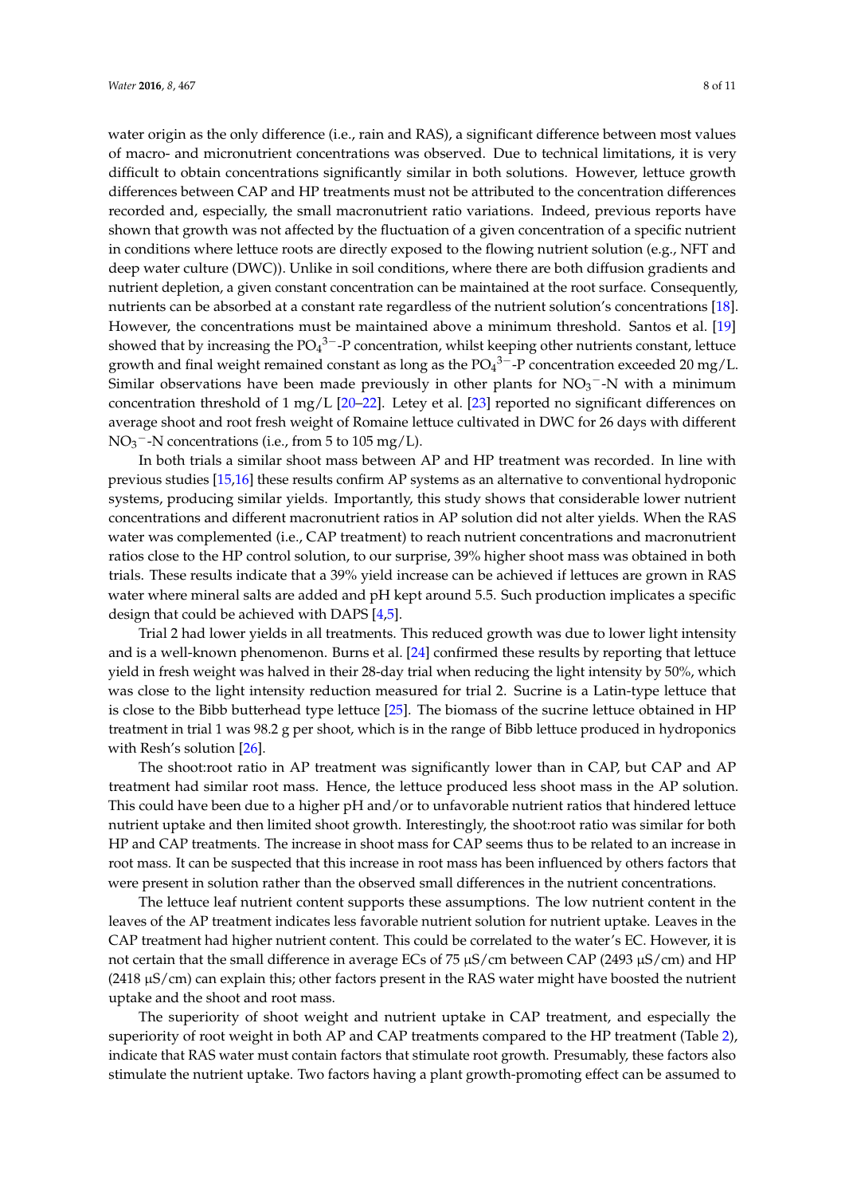water origin as the only difference (i.e., rain and RAS), a significant difference between most values of macro- and micronutrient concentrations was observed. Due to technical limitations, it is very difficult to obtain concentrations significantly similar in both solutions. However, lettuce growth differences between CAP and HP treatments must not be attributed to the concentration differences recorded and, especially, the small macronutrient ratio variations. Indeed, previous reports have shown that growth was not affected by the fluctuation of a given concentration of a specific nutrient in conditions where lettuce roots are directly exposed to the flowing nutrient solution (e.g., NFT and deep water culture (DWC)). Unlike in soil conditions, where there are both diffusion gradients and nutrient depletion, a given constant concentration can be maintained at the root surface. Consequently, nutrients can be absorbed at a constant rate regardless of the nutrient solution's concentrations [18]. However, the concentrations must be maintained above a minimum threshold. Santos et al. [19] showed that by increasing the $PO_4^{3-}$-P concentration, whilst keeping other nutrients constant, lettuce growth and final weight remained constant as long as the $PO_4^{3-}$-P concentration exceeded 20 mg/L. Similar observations have been made previously in other plants for $NO_3^-$-N with a minimum concentration threshold of 1 mg/L [20–22]. Letey et al. [23] reported no significant differences on average shoot and root fresh weight of Romaine lettuce cultivated in DWC for 26 days with different $NO_3^-$-N concentrations (i.e., from 5 to 105 mg/L).

In both trials a similar shoot mass between AP and HP treatment was recorded. In line with previous studies [15,16] these results confirm AP systems as an alternative to conventional hydroponic systems, producing similar yields. Importantly, this study shows that considerable lower nutrient concentrations and different macronutrient ratios in AP solution did not alter yields. When the RAS water was complemented (i.e., CAP treatment) to reach nutrient concentrations and macronutrient ratios close to the HP control solution, to our surprise, 39% higher shoot mass was obtained in both trials. These results indicate that a 39% yield increase can be achieved if lettuces are grown in RAS water where mineral salts are added and pH kept around 5.5. Such production implicates a specific design that could be achieved with DAPS [4,5].

Trial 2 had lower yields in all treatments. This reduced growth was due to lower light intensity and is a well-known phenomenon. Burns et al. [24] confirmed these results by reporting that lettuce yield in fresh weight was halved in their 28-day trial when reducing the light intensity by 50%, which was close to the light intensity reduction measured for trial 2. Sucrine is a Latin-type lettuce that is close to the Bibb butterhead type lettuce [25]. The biomass of the sucrine lettuce obtained in HP treatment in trial 1 was 98.2 g per shoot, which is in the range of Bibb lettuce produced in hydroponics with Resh's solution [26].

The shoot:root ratio in AP treatment was significantly lower than in CAP, but CAP and AP treatment had similar root mass. Hence, the lettuce produced less shoot mass in the AP solution. This could have been due to a higher pH and/or to unfavorable nutrient ratios that hindered lettuce nutrient uptake and then limited shoot growth. Interestingly, the shoot:root ratio was similar for both HP and CAP treatments. The increase in shoot mass for CAP seems thus to be related to an increase in root mass. It can be suspected that this increase in root mass has been influenced by others factors that were present in solution rather than the observed small differences in the nutrient concentrations.

The lettuce leaf nutrient content supports these assumptions. The low nutrient content in the leaves of the AP treatment indicates less favorable nutrient solution for nutrient uptake. Leaves in the CAP treatment had higher nutrient content. This could be correlated to the water's EC. However, it is not certain that the small difference in average ECs of 75 μS/cm between CAP (2493 μS/cm) and HP (2418 μS/cm) can explain this; other factors present in the RAS water might have boosted the nutrient uptake and the shoot and root mass.

The superiority of shoot weight and nutrient uptake in CAP treatment, and especially the superiority of root weight in both AP and CAP treatments compared to the HP treatment (Table 2), indicate that RAS water must contain factors that stimulate root growth. Presumably, these factors also stimulate the nutrient uptake. Two factors having a plant growth-promoting effect can be assumed to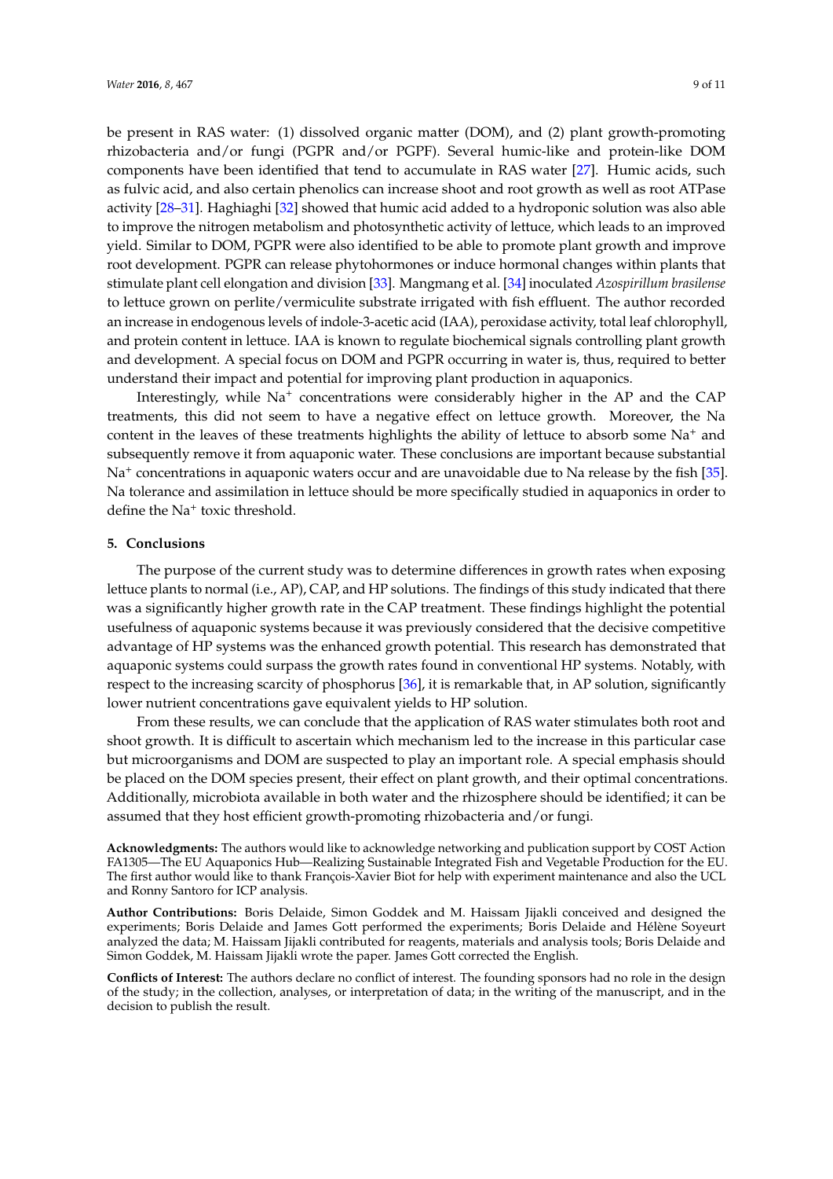be present in RAS water: (1) dissolved organic matter (DOM), and (2) plant growth-promoting rhizobacteria and/or fungi (PGPR and/or PGPF). Several humic-like and protein-like DOM components have been identified that tend to accumulate in RAS water [27]. Humic acids, such as fulvic acid, and also certain phenolics can increase shoot and root growth as well as root ATPase activity [28–31]. Haghiaghi [32] showed that humic acid added to a hydroponic solution was also able to improve the nitrogen metabolism and photosynthetic activity of lettuce, which leads to an improved yield. Similar to DOM, PGPR were also identified to be able to promote plant growth and improve root development. PGPR can release phytohormones or induce hormonal changes within plants that stimulate plant cell elongation and division [33]. Mangmang et al. [34] inoculated *Azospirillum brasilense* to lettuce grown on perlite/vermiculite substrate irrigated with fish effluent. The author recorded an increase in endogenous levels of indole-3-acetic acid (IAA), peroxidase activity, total leaf chlorophyll, and protein content in lettuce. IAA is known to regulate biochemical signals controlling plant growth and development. A special focus on DOM and PGPR occurring in water is, thus, required to better understand their impact and potential for improving plant production in aquaponics.

Interestingly, while $Na^+$ concentrations were considerably higher in the AP and the CAP treatments, this did not seem to have a negative effect on lettuce growth. Moreover, the Na content in the leaves of these treatments highlights the ability of lettuce to absorb some $Na^+$ and subsequently remove it from aquaponic water. These conclusions are important because substantial $Na^+$ concentrations in aquaponic waters occur and are unavoidable due to Na release by the fish [35]. Na tolerance and assimilation in lettuce should be more specifically studied in aquaponics in order to define the $Na^+$ toxic threshold.

## 5. Conclusions

The purpose of the current study was to determine differences in growth rates when exposing lettuce plants to normal (i.e., AP), CAP, and HP solutions. The findings of this study indicated that there was a significantly higher growth rate in the CAP treatment. These findings highlight the potential usefulness of aquaponic systems because it was previously considered that the decisive competitive advantage of HP systems was the enhanced growth potential. This research has demonstrated that aquaponic systems could surpass the growth rates found in conventional HP systems. Notably, with respect to the increasing scarcity of phosphorus [36], it is remarkable that, in AP solution, significantly lower nutrient concentrations gave equivalent yields to HP solution.

From these results, we can conclude that the application of RAS water stimulates both root and shoot growth. It is difficult to ascertain which mechanism led to the increase in this particular case but microorganisms and DOM are suspected to play an important role. A special emphasis should be placed on the DOM species present, their effect on plant growth, and their optimal concentrations. Additionally, microbiota available in both water and the rhizosphere should be identified; it can be assumed that they host efficient growth-promoting rhizobacteria and/or fungi.

**Acknowledgments:** The authors would like to acknowledge networking and publication support by COST Action FA1305—The EU Aquaponics Hub—Realizing Sustainable Integrated Fish and Vegetable Production for the EU. The first author would like to thank François-Xavier Biot for help with experiment maintenance and also the UCL and Ronny Santoro for ICP analysis.

**Author Contributions:** Boris Delaide, Simon Goddek and M. Haissam Jijakli conceived and designed the experiments; Boris Delaide and James Gott performed the experiments; Boris Delaide and Hélène Soyeurt analyzed the data; M. Haissam Jijakli contributed for reagents, materials and analysis tools; Boris Delaide and Simon Goddek, M. Haissam Jijakli wrote the paper. James Gott corrected the English.

**Conflicts of Interest:** The authors declare no conflict of interest. The founding sponsors had no role in the design of the study; in the collection, analyses, or interpretation of data; in the writing of the manuscript, and in the decision to publish the result.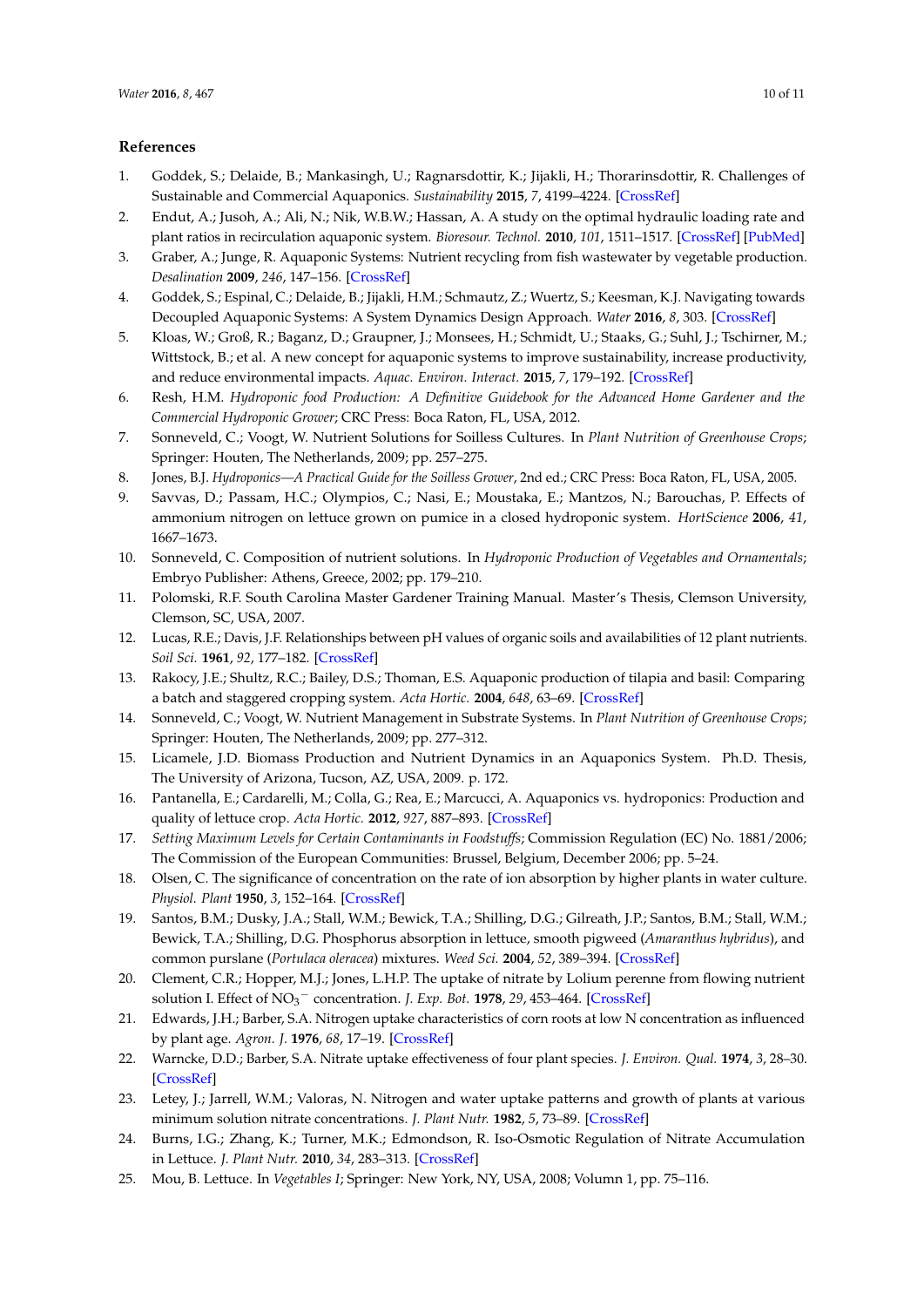## References

1. Goddek, S.; Delaide, B.; Mankasingh, U.; Ragnarsdottir, K.; Jijakli, H.; Thorarinsdottir, R. Challenges of Sustainable and Commercial Aquaponics. *Sustainability* **2015**, *7*, 4199–4224. [CrossRef]
2. Endut, A.; Jusoh, A.; Ali, N.; Nik, W.B.W.; Hassan, A. A study on the optimal hydraulic loading rate and plant ratios in recirculation aquaponic system. *Bioresour. Technol.* **2010**, *101*, 1511–1517. [CrossRef] [PubMed]
3. Graber, A.; Junge, R. Aquaponic Systems: Nutrient recycling from fish wastewater by vegetable production. *Desalination* **2009**, *246*, 147–156. [CrossRef]
4. Goddek, S.; Espinal, C.; Delaide, B.; Jijakli, H.M.; Schmautz, Z.; Wuertz, S.; Keesman, K.J. Navigating towards Decoupled Aquaponic Systems: A System Dynamics Design Approach. *Water* **2016**, *8*, 303. [CrossRef]
5. Kloas, W.; Groß, R.; Baganz, D.; Graupner, J.; Monsees, H.; Schmidt, U.; Staaks, G.; Suhl, J.; Tschirner, M.; Wittstock, B.; et al. A new concept for aquaponic systems to improve sustainability, increase productivity, and reduce environmental impacts. *Aquac. Environ. Interact.* **2015**, *7*, 179–192. [CrossRef]
6. Resh, H.M. *Hydroponic food Production: A Definitive Guidebook for the Advanced Home Gardener and the Commercial Hydroponic Grower*; CRC Press: Boca Raton, FL, USA, 2012.
7. Sonneveld, C.; Voogt, W. Nutrient Solutions for Soilless Cultures. In *Plant Nutrition of Greenhouse Crops*; Springer: Houten, The Netherlands, 2009; pp. 257–275.
8. Jones, B.J. *Hydroponics—A Practical Guide for the Soilless Grower*, 2nd ed.; CRC Press: Boca Raton, FL, USA, 2005.
9. Savvas, D.; Passam, H.C.; Olympios, C.; Nasi, E.; Moustaka, E.; Mantzos, N.; Barouchas, P. Effects of ammonium nitrogen on lettuce grown on pumice in a closed hydroponic system. *HortScience* **2006**, *41*, 1667–1673.
10. Sonneveld, C. Composition of nutrient solutions. In *Hydroponic Production of Vegetables and Ornamentals*; Embryo Publisher: Athens, Greece, 2002; pp. 179–210.
11. Polomski, R.F. South Carolina Master Gardener Training Manual. Master's Thesis, Clemson University, Clemson, SC, USA, 2007.
12. Lucas, R.E.; Davis, J.F. Relationships between pH values of organic soils and availabilities of 12 plant nutrients. *Soil Sci.* **1961**, *92*, 177–182. [CrossRef]
13. Rakocy, J.E.; Shultz, R.C.; Bailey, D.S.; Thoman, E.S. Aquaponic production of tilapia and basil: Comparing a batch and staggered cropping system. *Acta Hortic.* **2004**, *648*, 63–69. [CrossRef]
14. Sonneveld, C.; Voogt, W. Nutrient Management in Substrate Systems. In *Plant Nutrition of Greenhouse Crops*; Springer: Houten, The Netherlands, 2009; pp. 277–312.
15. Licamele, J.D. Biomass Production and Nutrient Dynamics in an Aquaponics System. Ph.D. Thesis, The University of Arizona, Tucson, AZ, USA, 2009. p. 172.
16. Pantanella, E.; Cardarelli, M.; Colla, G.; Rea, E.; Marcucci, A. Aquaponics vs. hydroponics: Production and quality of lettuce crop. *Acta Hortic.* **2012**, *927*, 887–893. [CrossRef]
17. *Setting Maximum Levels for Certain Contaminants in Foodstuffs*; Commission Regulation (EC) No. 1881/2006; The Commission of the European Communities: Brussel, Belgium, December 2006; pp. 5–24.
18. Olsen, C. The significance of concentration on the rate of ion absorption by higher plants in water culture. *Physiol. Plant* **1950**, *3*, 152–164. [CrossRef]
19. Santos, B.M.; Dusky, J.A.; Stall, W.M.; Bewick, T.A.; Shilling, D.G.; Gilreath, J.P.; Santos, B.M.; Stall, W.M.; Bewick, T.A.; Shilling, D.G. Phosphorus absorption in lettuce, smooth pigweed (*Amaranthus hybridus*), and common purslane (*Portulaca oleracea*) mixtures. *Weed Sci.* **2004**, *52*, 389–394. [CrossRef]
20. Clement, C.R.; Hopper, M.J.; Jones, L.H.P. The uptake of nitrate by Lolium perenne from flowing nutrient solution I. Effect of $NO_3^-$ concentration. *J. Exp. Bot.* **1978**, *29*, 453–464. [CrossRef]
21. Edwards, J.H.; Barber, S.A. Nitrogen uptake characteristics of corn roots at low N concentration as influenced by plant age. *Agron. J.* **1976**, *68*, 17–19. [CrossRef]
22. Warncke, D.D.; Barber, S.A. Nitrate uptake effectiveness of four plant species. *J. Environ. Qual.* **1974**, *3*, 28–30. [CrossRef]
23. Letey, J.; Jarrell, W.M.; Valoras, N. Nitrogen and water uptake patterns and growth of plants at various minimum solution nitrate concentrations. *J. Plant Nutr.* **1982**, *5*, 73–89. [CrossRef]
24. Burns, I.G.; Zhang, K.; Turner, M.K.; Edmondson, R. Iso-Osmotic Regulation of Nitrate Accumulation in Lettuce. *J. Plant Nutr.* **2010**, *34*, 283–313. [CrossRef]
25. Mou, B. Lettuce. In *Vegetables I*; Springer: New York, NY, USA, 2008; Volumn 1, pp. 75–116.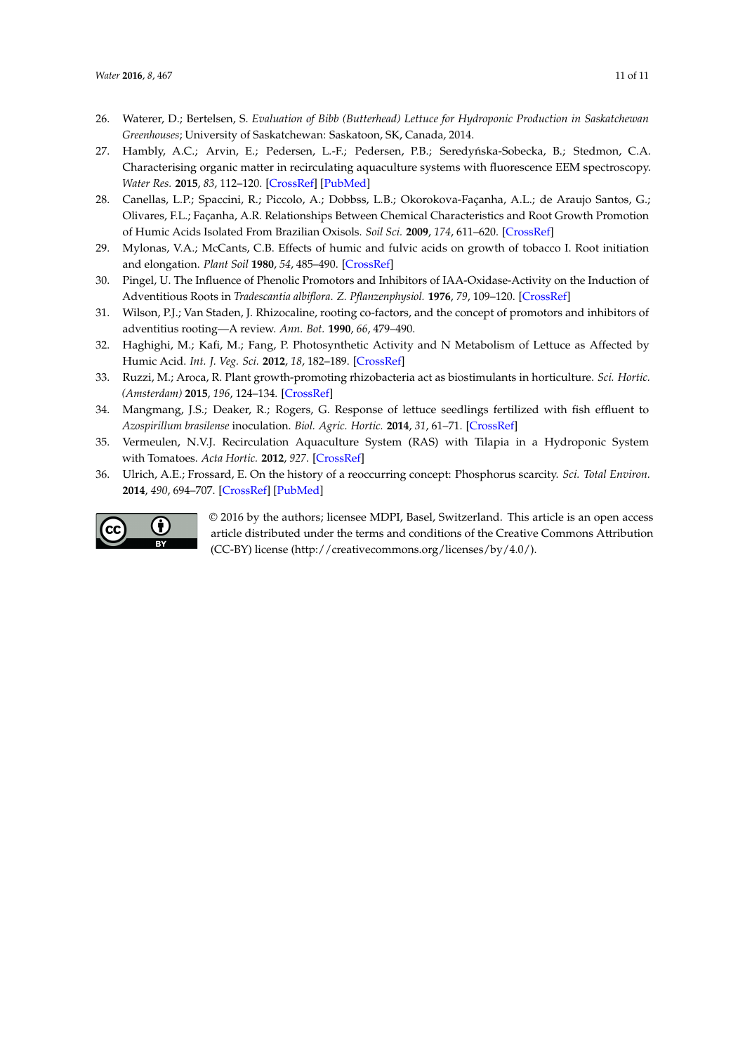26. Waterer, D.; Bertelsen, S. *Evaluation of Bibb (Butterhead) Lettuce for Hydroponic Production in Saskatchewan Greenhouses*; University of Saskatchewan: Saskatoon, SK, Canada, 2014.
27. Hambly, A.C.; Arvin, E.; Pedersen, L.-F.; Pedersen, P.B.; Seredyńska-Sobecka, B.; Stedmon, C.A. Characterising organic matter in recirculating aquaculture systems with fluorescence EEM spectroscopy. *Water Res.* **2015**, *83*, 112–120. [CrossRef] [PubMed]
28. Canellas, L.P.; Spaccini, R.; Piccolo, A.; Dobbss, L.B.; Okorokova-Façanha, A.L.; de Araujo Santos, G.; Olivares, F.L.; Façanha, A.R. Relationships Between Chemical Characteristics and Root Growth Promotion of Humic Acids Isolated From Brazilian Oxisols. *Soil Sci.* **2009**, *174*, 611–620. [CrossRef]
29. Mylonas, V.A.; McCants, C.B. Effects of humic and fulvic acids on growth of tobacco I. Root initiation and elongation. *Plant Soil* **1980**, *54*, 485–490. [CrossRef]
30. Pingel, U. The Influence of Phenolic Promotors and Inhibitors of IAA-Oxidase-Activity on the Induction of Adventitious Roots in *Tradescantia albiflora*. *Z. Pflanzenphysiol.* **1976**, *79*, 109–120. [CrossRef]
31. Wilson, P.J.; Van Staden, J. Rhizocaline, rooting co-factors, and the concept of promotors and inhibitors of adventitious rooting—A review. *Ann. Bot.* **1990**, *66*, 479–490.
32. Haghighi, M.; Kafi, M.; Fang, P. Photosynthetic Activity and N Metabolism of Lettuce as Affected by Humic Acid. *Int. J. Veg. Sci.* **2012**, *18*, 182–189. [CrossRef]
33. Ruzzi, M.; Aroca, R. Plant growth-promoting rhizobacteria act as biostimulants in horticulture. *Sci. Hortic. (Amsterdam)* **2015**, *196*, 124–134. [CrossRef]
34. Mangmang, J.S.; Deaker, R.; Rogers, G. Response of lettuce seedlings fertilized with fish effluent to *Azospirillum brasilense* inoculation. *Biol. Agric. Hortic.* **2014**, *31*, 61–71. [CrossRef]
35. Vermeulen, N.V.J. Recirculation Aquaculture System (RAS) with Tilapia in a Hydroponic System with Tomatoes. *Acta Hortic.* **2012**, *927*. [CrossRef]
36. Ulrich, A.E.; Frossard, E. On the history of a reoccurring concept: Phosphorus scarcity. *Sci. Total Environ.* **2014**, *490*, 694–707. [CrossRef] [PubMed]

© 2016 by the authors; licensee MDPI, Basel, Switzerland. This article is an open access article distributed under the terms and conditions of the Creative Commons Attribution (CC-BY) license (http://creativecommons.org/licenses/by/4.0/).